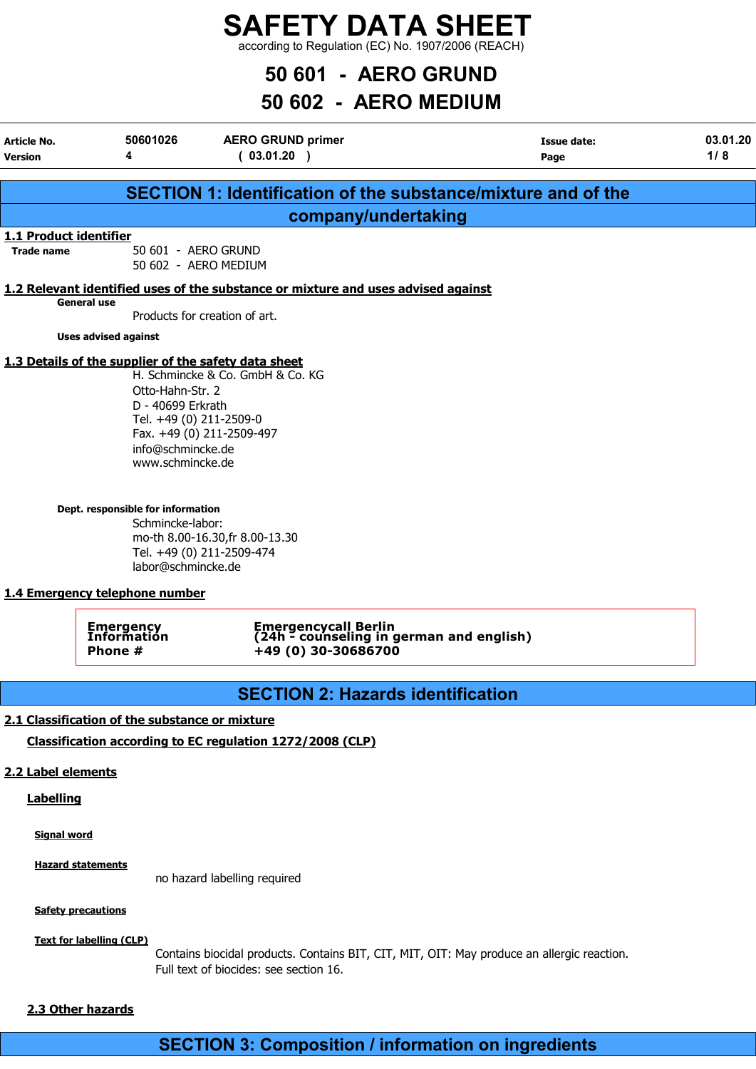# SAFETY DATA SHEET

according to Regulation (EC) No. 1907/2006 (REACH)

## 50 601 - AERO GRUND
## 50 602 - AERO MEDIUM

| Article No. | 50601026 | AERO GRUND primer | Issue date: | 03.01.20 |
|---|---|---|---|---|
| Version | 4 | ( 03.01.20 ) | Page | 1 / 8 |

## SECTION 1: Identification of the substance/mixture and of the company/undertaking

### 1.1 Product identifier

**Trade name**
50 601 - AERO GRUND
50 602 - AERO MEDIUM

### 1.2 Relevant identified uses of the substance or mixture and uses advised against

**General use**
Products for creation of art.

**Uses advised against**

### 1.3 Details of the supplier of the safety data sheet

H. Schmincke & Co. GmbH & Co. KG
Otto-Hahn-Str. 2
D - 40699 Erkrath
Tel. +49 (0) 211-2509-0
Fax. +49 (0) 211-2509-497
info@schmincke.de
www.schmincke.de

**Dept. responsible for information**
Schmincke-labor:
mo-th 8.00-16.30,fr 8.00-13.30
Tel. +49 (0) 211-2509-474
labor@schmincke.de

### 1.4 Emergency telephone number

| | |
|---|---|
| **Emergency Information Phone #** | **Emergencycall Berlin (24h - counseling in german and english) +49 (0) 30-30686700** |

## SECTION 2: Hazards identification

### 2.1 Classification of the substance or mixture

**Classification according to EC regulation 1272/2008 (CLP)**

### 2.2 Label elements

**Labelling**

**Signal word**

**Hazard statements**
no hazard labelling required

**Safety precautions**

**Text for labelling (CLP)**
Contains biocidal products. Contains BIT, CIT, MIT, OIT: May produce an allergic reaction.
Full text of biocides: see section 16.

### 2.3 Other hazards

## SECTION 3: Composition / information on ingredients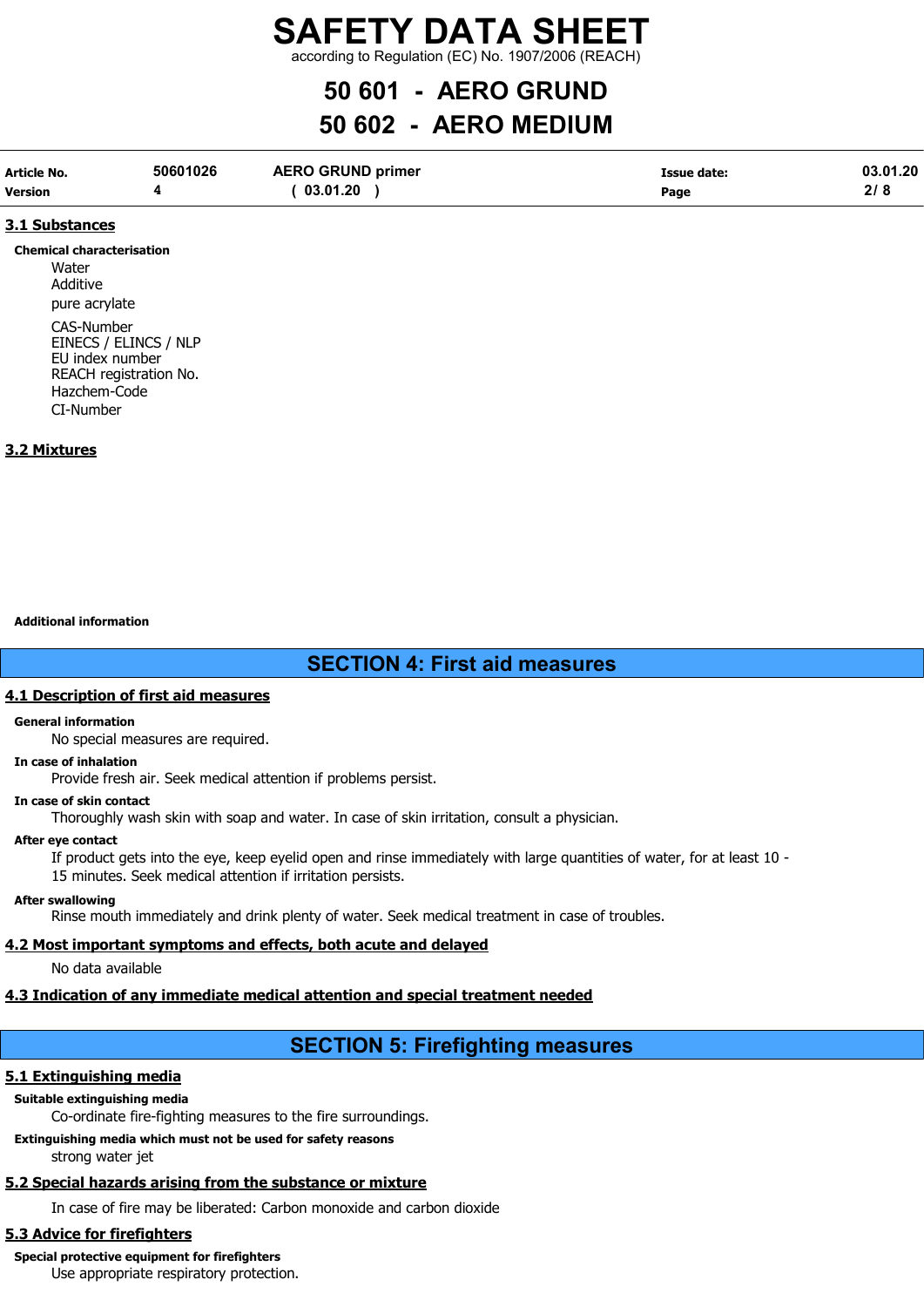## 3.1 Substances

**Chemical characterisation**

Water
Additive
pure acrylate

CAS-Number
EINECS / ELINCS / NLP
EU index number
REACH registration No.
Hazchem-Code
CI-Number

## 3.2 Mixtures

**Additional information**

# SECTION 4: First aid measures

## 4.1 Description of first aid measures

**General information**

No special measures are required.

**In case of inhalation**

Provide fresh air. Seek medical attention if problems persist.

**In case of skin contact**

Thoroughly wash skin with soap and water. In case of skin irritation, consult a physician.

**After eye contact**

If product gets into the eye, keep eyelid open and rinse immediately with large quantities of water, for at least 10 - 15 minutes. Seek medical attention if irritation persists.

**After swallowing**

Rinse mouth immediately and drink plenty of water. Seek medical treatment in case of troubles.

## 4.2 Most important symptoms and effects, both acute and delayed

No data available

## 4.3 Indication of any immediate medical attention and special treatment needed

# SECTION 5: Firefighting measures

## 5.1 Extinguishing media

**Suitable extinguishing media**

Co-ordinate fire-fighting measures to the fire surroundings.

**Extinguishing media which must not be used for safety reasons**

strong water jet

## 5.2 Special hazards arising from the substance or mixture

In case of fire may be liberated: Carbon monoxide and carbon dioxide

## 5.3 Advice for firefighters

**Special protective equipment for firefighters**

Use appropriate respiratory protection.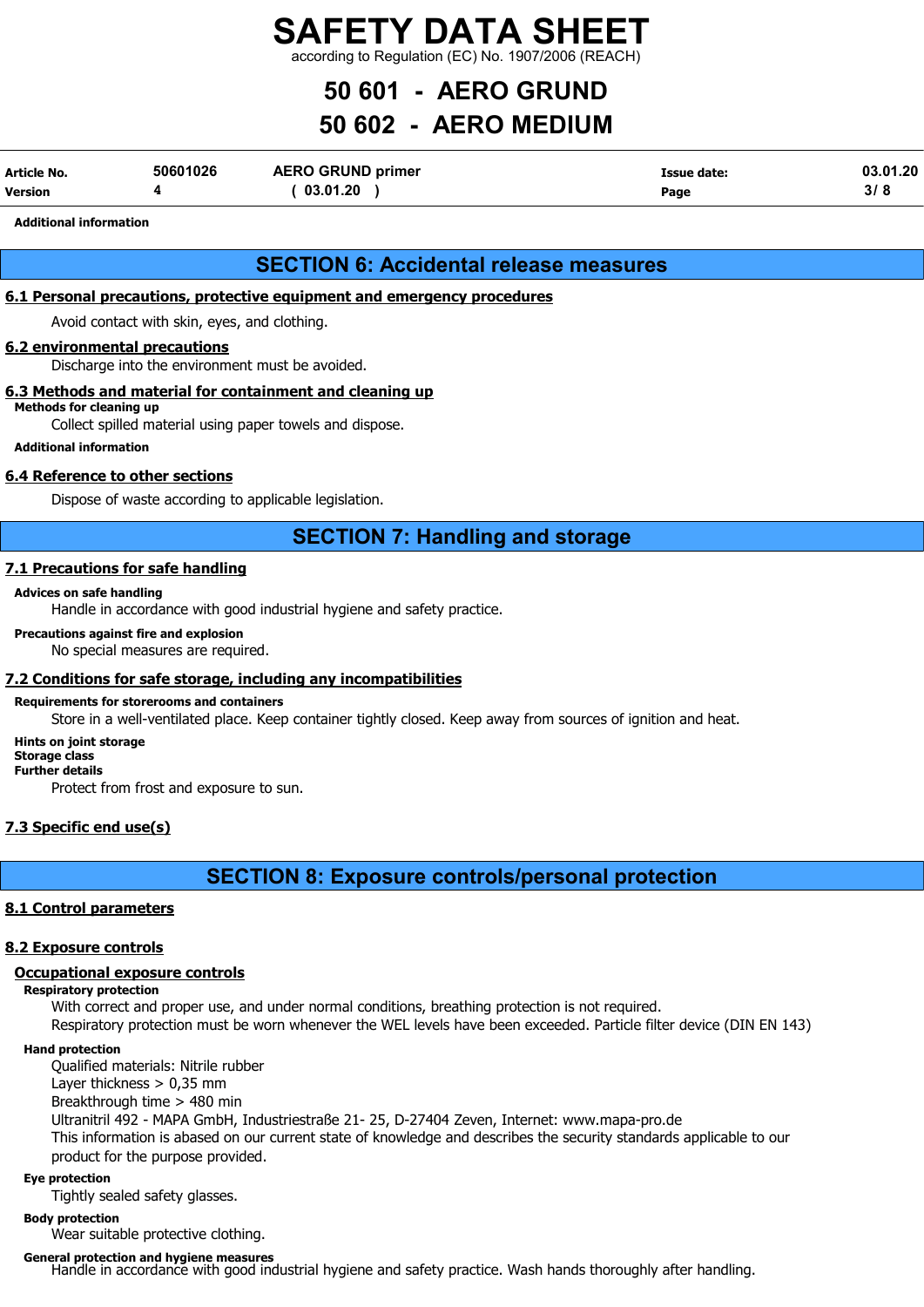**Additional information**

## SECTION 6: Accidental release measures

### 6.1 Personal precautions, protective equipment and emergency procedures

Avoid contact with skin, eyes, and clothing.

### 6.2 environmental precautions

Discharge into the environment must be avoided.

### 6.3 Methods and material for containment and cleaning up

**Methods for cleaning up**

Collect spilled material using paper towels and dispose.

**Additional information**

### 6.4 Reference to other sections

Dispose of waste according to applicable legislation.

## SECTION 7: Handling and storage

### 7.1 Precautions for safe handling

**Advices on safe handling**

Handle in accordance with good industrial hygiene and safety practice.

**Precautions against fire and explosion**

No special measures are required.

### 7.2 Conditions for safe storage, including any incompatibilities

**Requirements for storerooms and containers**

Store in a well-ventilated place. Keep container tightly closed. Keep away from sources of ignition and heat.

**Hints on joint storage**

**Storage class**

**Further details**

Protect from frost and exposure to sun.

### 7.3 Specific end use(s)

## SECTION 8: Exposure controls/personal protection

### 8.1 Control parameters

### 8.2 Exposure controls

#### Occupational exposure controls

**Respiratory protection**

With correct and proper use, and under normal conditions, breathing protection is not required.
Respiratory protection must be worn whenever the WEL levels have been exceeded. Particle filter device (DIN EN 143)

**Hand protection**

Qualified materials: Nitrile rubber
Layer thickness > 0,35 mm
Breakthrough time > 480 min
Ultranitril 492 - MAPA GmbH, Industriestraße 21- 25, D-27404 Zeven, Internet: www.mapa-pro.de
This information is abased on our current state of knowledge and describes the security standards applicable to our product for the purpose provided.

**Eye protection**

Tightly sealed safety glasses.

**Body protection**

Wear suitable protective clothing.

**General protection and hygiene measures**

Handle in accordance with good industrial hygiene and safety practice. Wash hands thoroughly after handling.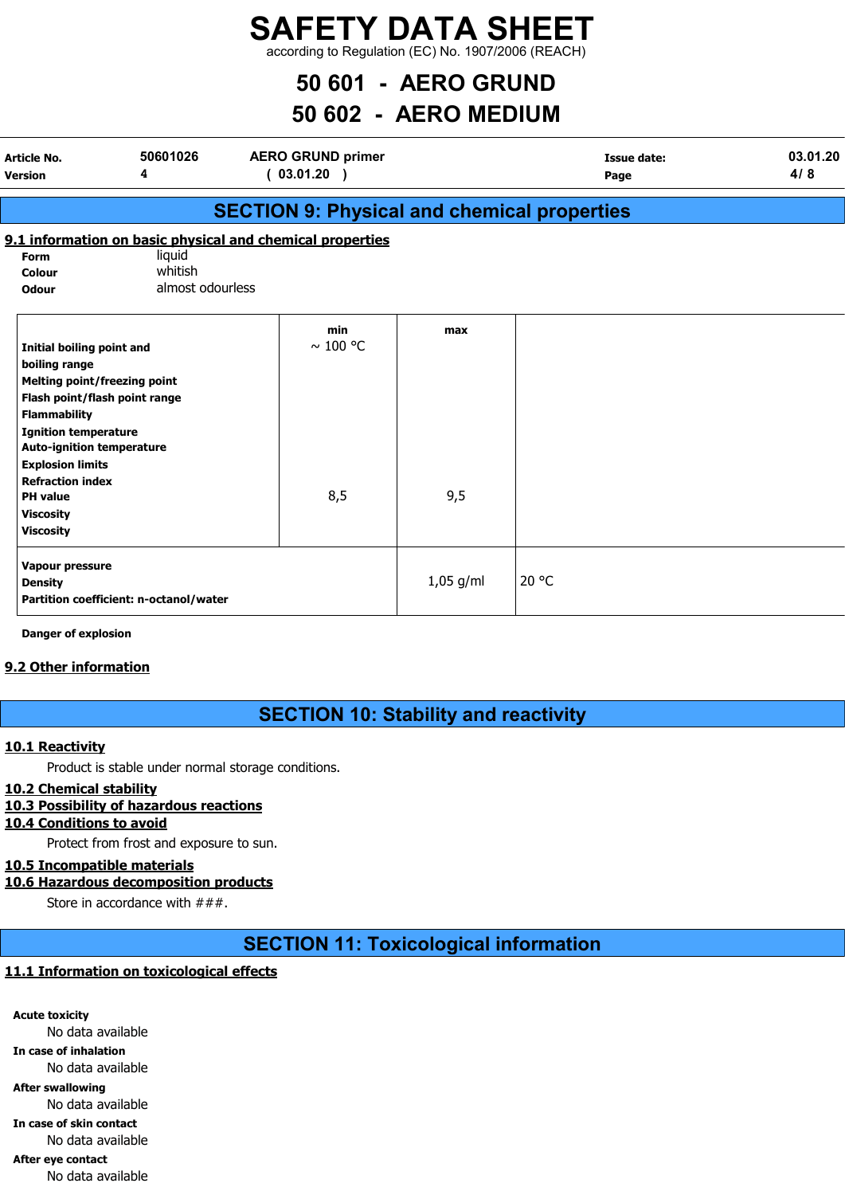# SAFETY DATA SHEET

according to Regulation (EC) No. 1907/2006 (REACH)

# 50 601 - AERO GRUND
# 50 602 - AERO MEDIUM

| | | | | |
|---|---|---|---|---|
| **Article No.** | **50601026** | **AERO GRUND primer** | **Issue date:** | **03.01.20** |
| **Version** | **4** | **( 03.01.20 )** | **Page** | **4/ 8** |

## SECTION 9: Physical and chemical properties

### 9.1 information on basic physical and chemical properties

**Form** liquid
**Colour** whitish
**Odour** almost odourless

| | min | max | |
|---|---|---|---|
| **Initial boiling point and boiling range** | ~ 100 °C | | |
| **Melting point/freezing point** | | | |
| **Flash point/flash point range** | | | |
| **Flammability** | | | |
| **Ignition temperature** | | | |
| **Auto-ignition temperature** | | | |
| **Explosion limits** | | | |
| **Refraction index** | | | |
| **PH value** | 8,5 | 9,5 | |
| **Viscosity** | | | |
| **Viscosity** | | | |
| **Vapour pressure** | | | |
| **Density** | | 1,05 g/ml | 20 °C |
| **Partition coefficient: n-octanol/water** | | | |

**Danger of explosion**

### 9.2 Other information

## SECTION 10: Stability and reactivity

### 10.1 Reactivity

Product is stable under normal storage conditions.

### 10.2 Chemical stability

### 10.3 Possibility of hazardous reactions

### 10.4 Conditions to avoid

Protect from frost and exposure to sun.

### 10.5 Incompatible materials

### 10.6 Hazardous decomposition products

Store in accordance with ###.

## SECTION 11: Toxicological information

### 11.1 Information on toxicological effects

**Acute toxicity**
No data available

**In case of inhalation**
No data available

**After swallowing**
No data available

**In case of skin contact**
No data available

**After eye contact**
No data available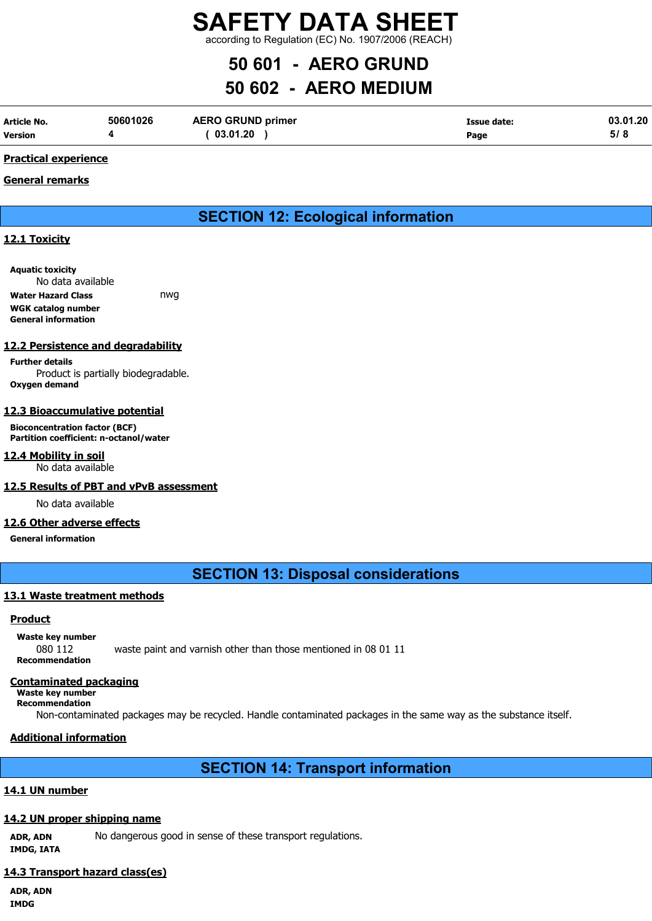#### Practical experience

#### General remarks

## SECTION 12: Ecological information

### 12.1 Toxicity

**Aquatic toxicity**
No data available

**Water Hazard Class** nwg

**WGK catalog number**

**General information**

### 12.2 Persistence and degradability

**Further details**
Product is partially biodegradable.

**Oxygen demand**

### 12.3 Bioaccumulative potential

**Bioconcentration factor (BCF)**

**Partition coefficient: n-octanol/water**

### 12.4 Mobility in soil

No data available

### 12.5 Results of PBT and vPvB assessment

No data available

### 12.6 Other adverse effects

**General information**

## SECTION 13: Disposal considerations

### 13.1 Waste treatment methods

#### Product

**Waste key number**
080 112 waste paint and varnish other than those mentioned in 08 01 11

**Recommendation**

#### Contaminated packaging

**Waste key number**

**Recommendation**
Non-contaminated packages may be recycled. Handle contaminated packages in the same way as the substance itself.

#### Additional information

## SECTION 14: Transport information

### 14.1 UN number

### 14.2 UN proper shipping name

**ADR, ADN** No dangerous good in sense of these transport regulations.

**IMDG, IATA**

### 14.3 Transport hazard class(es)

**ADR, ADN**

**IMDG**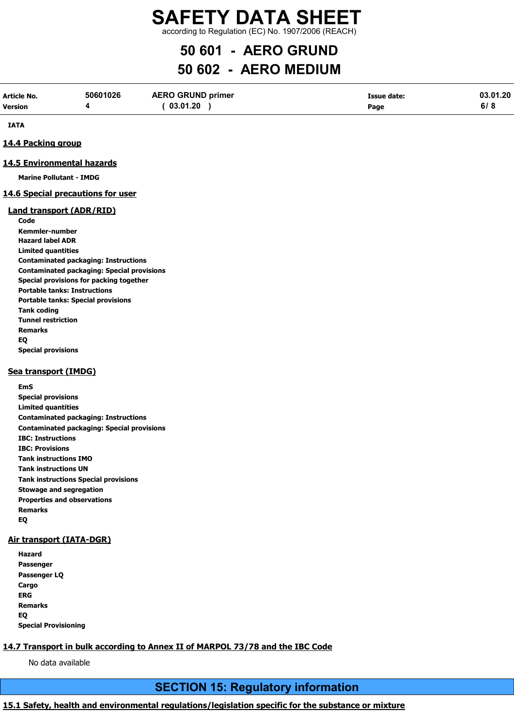IATA

## 14.4 Packing group

## 14.5 Environmental hazards

**Marine Pollutant - IMDG**

## 14.6 Special precautions for user

### Land transport (ADR/RID)

**Code**
**Kemmler-number**
**Hazard label ADR**
**Limited quantities**
**Contaminated packaging: Instructions**
**Contaminated packaging: Special provisions**
**Special provisions for packing together**
**Portable tanks: Instructions**
**Portable tanks: Special provisions**
**Tank coding**
**Tunnel restriction**
**Remarks**
**EQ**
**Special provisions**

### Sea transport (IMDG)

**EmS**
**Special provisions**
**Limited quantities**
**Contaminated packaging: Instructions**
**Contaminated packaging: Special provisions**
**IBC: Instructions**
**IBC: Provisions**
**Tank instructions IMO**
**Tank instructions UN**
**Tank instructions Special provisions**
**Stowage and segregation**
**Properties and observations**
**Remarks**
**EQ**

### Air transport (IATA-DGR)

**Hazard**
**Passenger**
**Passenger LQ**
**Cargo**
**ERG**
**Remarks**
**EQ**
**Special Provisioning**

## 14.7 Transport in bulk according to Annex II of MARPOL 73/78 and the IBC Code

No data available

# SECTION 15: Regulatory information

## 15.1 Safety, health and environmental regulations/legislation specific for the substance or mixture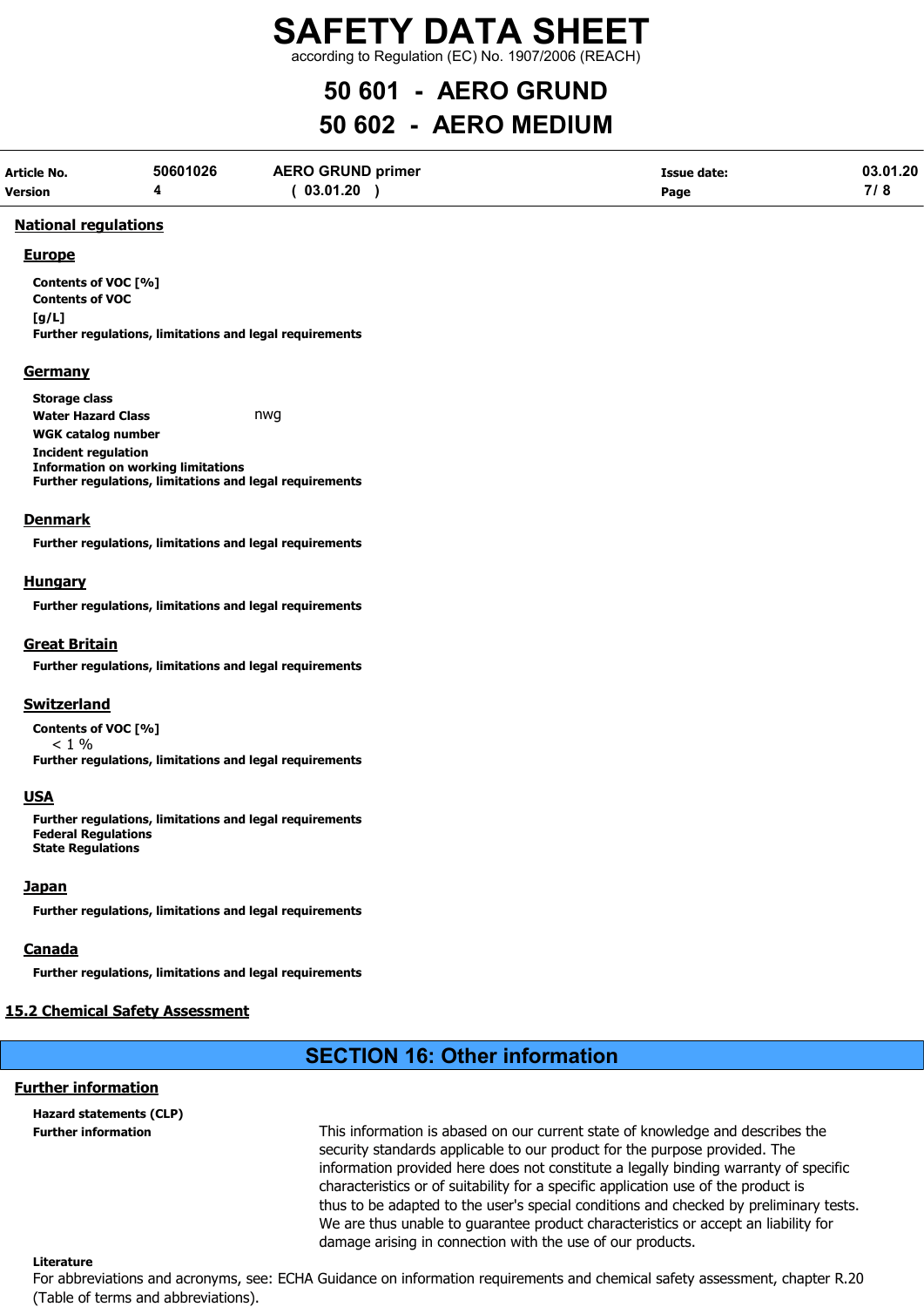# SAFETY DATA SHEET

according to Regulation (EC) No. 1907/2006 (REACH)

## 50 601 - AERO GRUND
## 50 602 - AERO MEDIUM

| Article No. | 50601026 | AERO GRUND primer | Issue date: | 03.01.20 |
|---|---|---|---|---|
| Version | 4 | ( 03.01.20 ) | Page | 7/ 8 |

### National regulations

#### Europe

**Contents of VOC [%]**
**Contents of VOC [g/L]**
**Further regulations, limitations and legal requirements**

#### Germany

**Storage class**
**Water Hazard Class** nwg
**WGK catalog number**
**Incident regulation**
**Information on working limitations**
**Further regulations, limitations and legal requirements**

#### Denmark

**Further regulations, limitations and legal requirements**

#### Hungary

**Further regulations, limitations and legal requirements**

#### Great Britain

**Further regulations, limitations and legal requirements**

#### Switzerland

**Contents of VOC [%]**
< 1 %
**Further regulations, limitations and legal requirements**

#### USA

**Further regulations, limitations and legal requirements**
**Federal Regulations**
**State Regulations**

#### Japan

**Further regulations, limitations and legal requirements**

#### Canada

**Further regulations, limitations and legal requirements**

### 15.2 Chemical Safety Assessment

## SECTION 16: Other information

### Further information

**Hazard statements (CLP)**

**Further information**

This information is abased on our current state of knowledge and describes the security standards applicable to our product for the purpose provided. The information provided here does not constitute a legally binding warranty of specific characteristics or of suitability for a specific application use of the product is thus to be adapted to the user's special conditions and checked by preliminary tests. We are thus unable to guarantee product characteristics or accept an liability for damage arising in connection with the use of our products.

**Literature**

For abbreviations and acronyms, see: ECHA Guidance on information requirements and chemical safety assessment, chapter R.20 (Table of terms and abbreviations).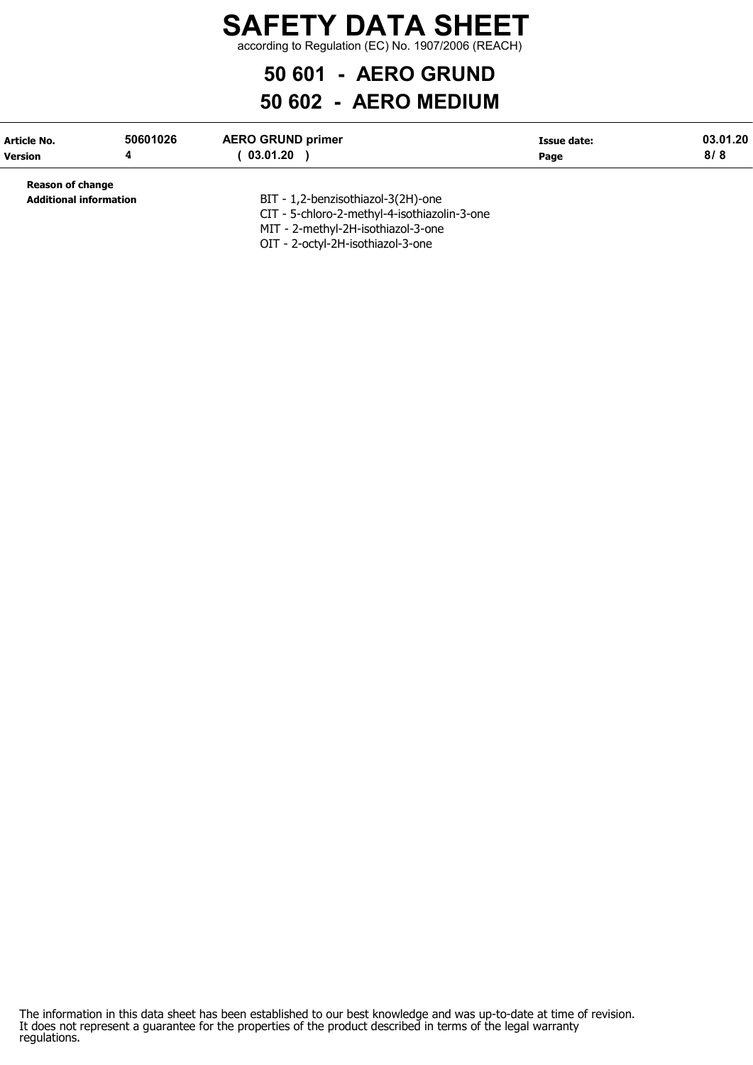**Reason of change**

**Additional information**

BIT - 1,2-benzisothiazol-3(2H)-one
CIT - 5-chloro-2-methyl-4-isothiazolin-3-one
MIT - 2-methyl-2H-isothiazol-3-one
OIT - 2-octyl-2H-isothiazol-3-one

The information in this data sheet has been established to our best knowledge and was up-to-date at time of revision. It does not represent a guarantee for the properties of the product described in terms of the legal warranty regulations.